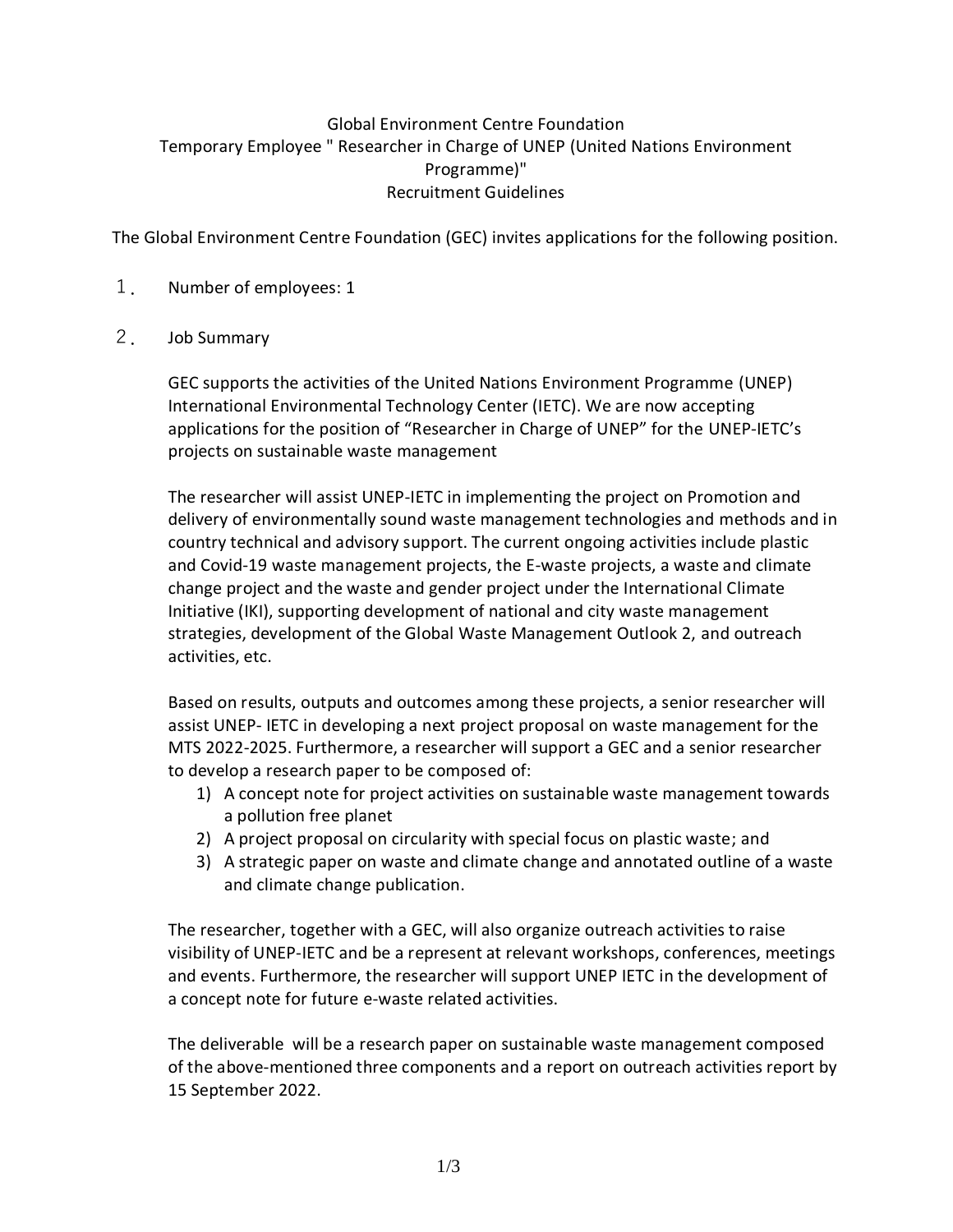# Global Environment Centre Foundation
## Temporary Employee " Researcher in Charge of UNEP (United Nations Environment Programme)"
## Recruitment Guidelines

The Global Environment Centre Foundation (GEC) invites applications for the following position.

1． Number of employees: 1

2． Job Summary

GEC supports the activities of the United Nations Environment Programme (UNEP) International Environmental Technology Center (IETC). We are now accepting applications for the position of “Researcher in Charge of UNEP” for the UNEP-IETC’s projects on sustainable waste management

The researcher will assist UNEP-IETC in implementing the project on Promotion and delivery of environmentally sound waste management technologies and methods and in country technical and advisory support. The current ongoing activities include plastic and Covid-19 waste management projects, the E-waste projects, a waste and climate change project and the waste and gender project under the International Climate Initiative (IKI), supporting development of national and city waste management strategies, development of the Global Waste Management Outlook 2, and outreach activities, etc.

Based on results, outputs and outcomes among these projects, a senior researcher will assist UNEP- IETC in developing a next project proposal on waste management for the MTS 2022-2025. Furthermore, a researcher will support a GEC and a senior researcher to develop a research paper to be composed of:

1) A concept note for project activities on sustainable waste management towards a pollution free planet
2) A project proposal on circularity with special focus on plastic waste; and
3) A strategic paper on waste and climate change and annotated outline of a waste and climate change publication.

The researcher, together with a GEC, will also organize outreach activities to raise visibility of UNEP-IETC and be a represent at relevant workshops, conferences, meetings and events. Furthermore, the researcher will support UNEP IETC in the development of a concept note for future e-waste related activities.

The deliverable will be a research paper on sustainable waste management composed of the above-mentioned three components and a report on outreach activities report by 15 September 2022.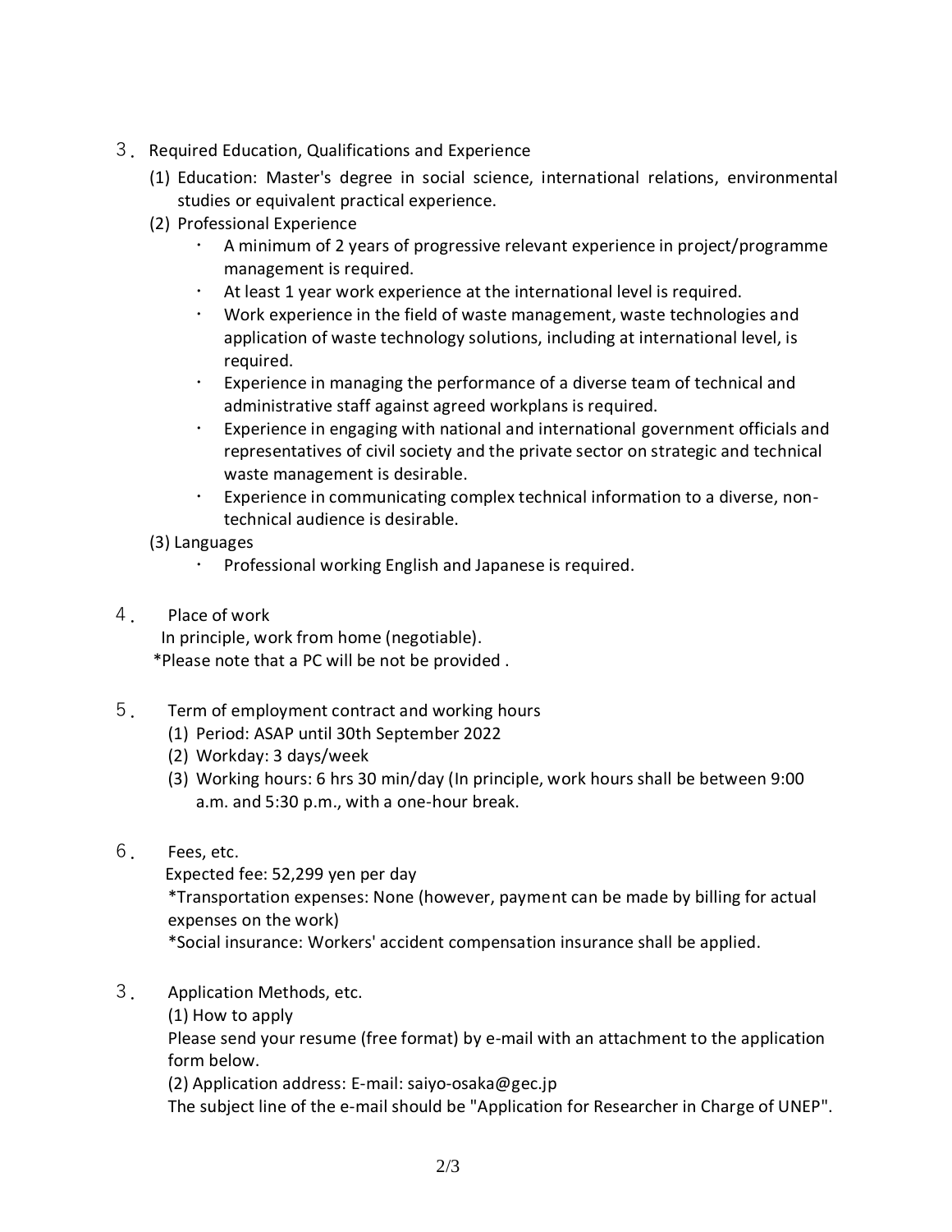## 3. Required Education, Qualifications and Experience

(1) Education: Master's degree in social science, international relations, environmental studies or equivalent practical experience.

(2) Professional Experience

- A minimum of 2 years of progressive relevant experience in project/programme management is required.
- At least 1 year work experience at the international level is required.
- Work experience in the field of waste management, waste technologies and application of waste technology solutions, including at international level, is required.
- Experience in managing the performance of a diverse team of technical and administrative staff against agreed workplans is required.
- Experience in engaging with national and international government officials and representatives of civil society and the private sector on strategic and technical waste management is desirable.
- Experience in communicating complex technical information to a diverse, non-technical audience is desirable.

(3) Languages

- Professional working English and Japanese is required.

## 4. Place of work

In principle, work from home (negotiable).

*Please note that a PC will be not be provided .

## 5. Term of employment contract and working hours

(1) Period: ASAP until 30th September 2022

(2) Workday: 3 days/week

(3) Working hours: 6 hrs 30 min/day (In principle, work hours shall be between 9:00 a.m. and 5:30 p.m., with a one-hour break.

## 6. Fees, etc.

Expected fee: 52,299 yen per day

*Transportation expenses: None (however, payment can be made by billing for actual expenses on the work)

*Social insurance: Workers' accident compensation insurance shall be applied.

## 3. Application Methods, etc.

(1) How to apply

Please send your resume (free format) by e-mail with an attachment to the application form below.

(2) Application address: E-mail: saiyo-osaka@gec.jp

The subject line of the e-mail should be "Application for Researcher in Charge of UNEP".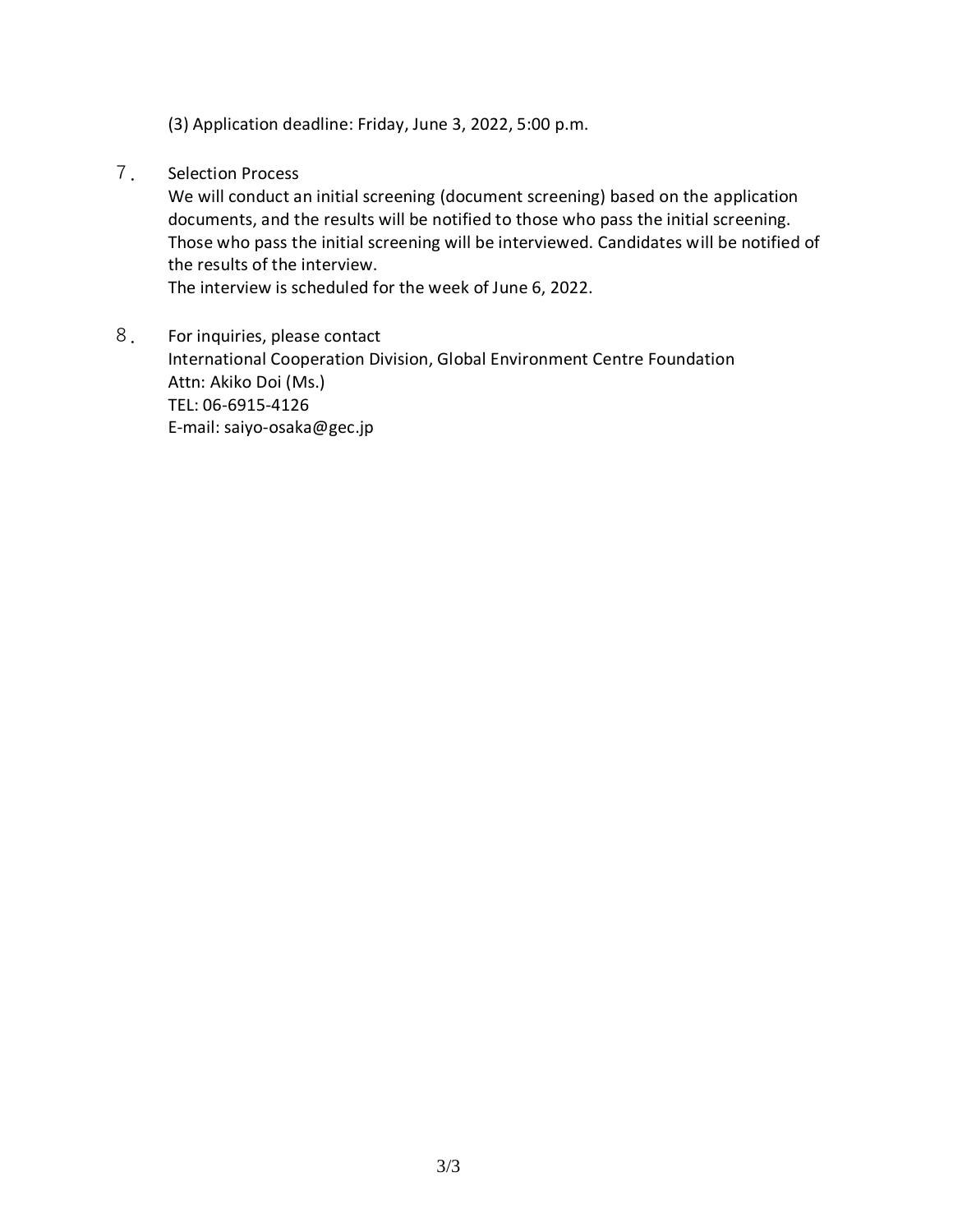(3) Application deadline: Friday, June 3, 2022, 5:00 p.m.

７. Selection Process

We will conduct an initial screening (document screening) based on the application documents, and the results will be notified to those who pass the initial screening. Those who pass the initial screening will be interviewed. Candidates will be notified of the results of the interview.

The interview is scheduled for the week of June 6, 2022.

８. For inquiries, please contact

International Cooperation Division, Global Environment Centre Foundation
Attn: Akiko Doi (Ms.)
TEL: 06-6915-4126
E-mail: saiyo-osaka@gec.jp